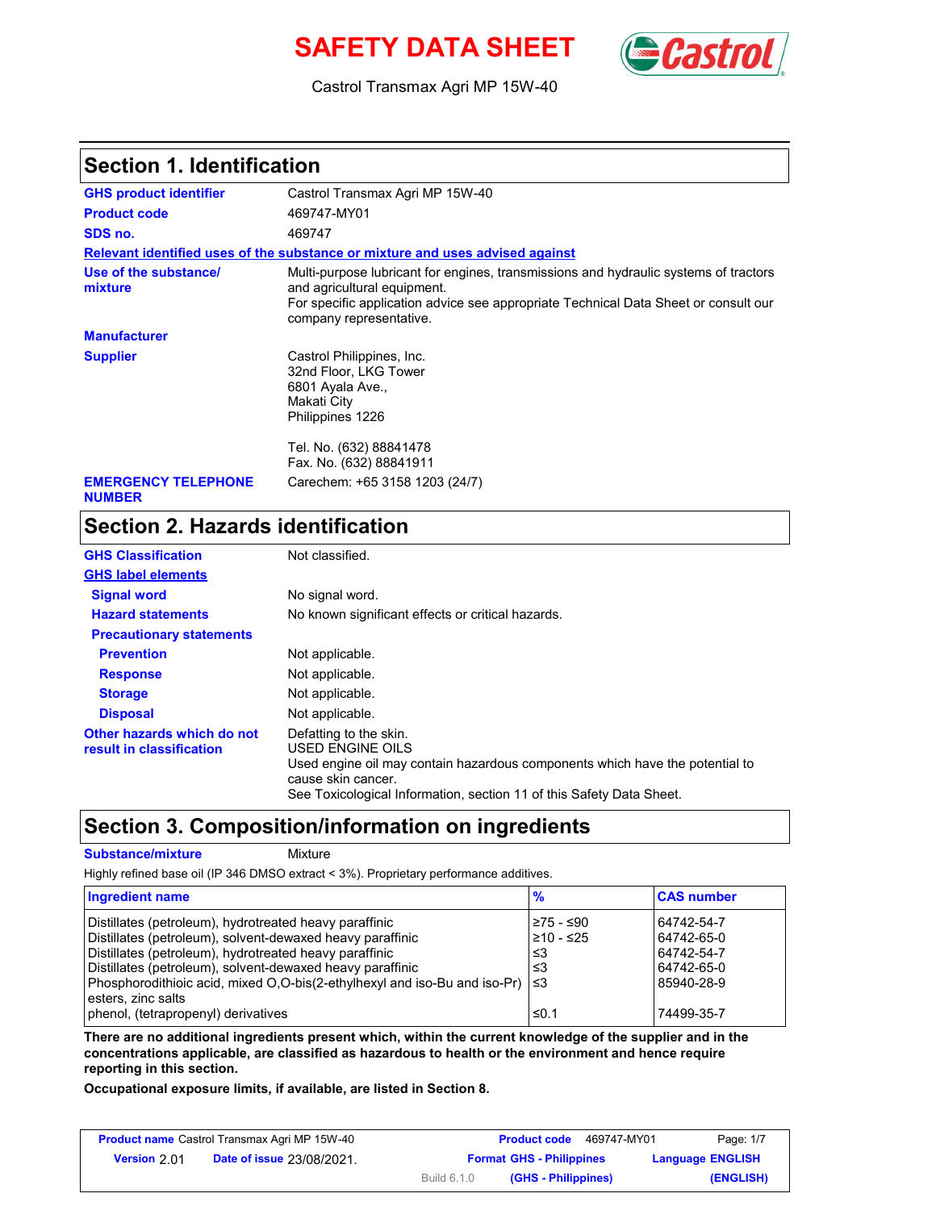# SAFETY DATA SHEET

Castrol Transmax Agri MP 15W-40

## Section 1. Identification

| | |
|---|---|
| **GHS product identifier** | Castrol Transmax Agri MP 15W-40 |
| **Product code** | 469747-MY01 |
| **SDS no.** | 469747 |

**Relevant identified uses of the substance or mixture and uses advised against**

| | |
|---|---|
| **Use of the substance/ mixture** | Multi-purpose lubricant for engines, transmissions and hydraulic systems of tractors and agricultural equipment.<br>For specific application advice see appropriate Technical Data Sheet or consult our company representative. |
| **Manufacturer** | |
| **Supplier** | Castrol Philippines, Inc.<br>32nd Floor, LKG Tower<br>6801 Ayala Ave.,<br>Makati City<br>Philippines 1226<br><br>Tel. No. (632) 88841478<br>Fax. No. (632) 88841911 |
| **EMERGENCY TELEPHONE NUMBER** | Carechem: +65 3158 1203 (24/7) |

## Section 2. Hazards identification

| | |
|---|---|
| **GHS Classification** | Not classified. |

**GHS label elements**

| | |
|---|---|
| **Signal word** | No signal word. |
| **Hazard statements** | No known significant effects or critical hazards. |

**Precautionary statements**

| | |
|---|---|
| **Prevention** | Not applicable. |
| **Response** | Not applicable. |
| **Storage** | Not applicable. |
| **Disposal** | Not applicable. |
| **Other hazards which do not result in classification** | Defatting to the skin.<br>USED ENGINE OILS<br>Used engine oil may contain hazardous components which have the potential to cause skin cancer.<br>See Toxicological Information, section 11 of this Safety Data Sheet. |

## Section 3. Composition/information on ingredients

**Substance/mixture** Mixture

Highly refined base oil (IP 346 DMSO extract < 3%). Proprietary performance additives.

| Ingredient name | % | CAS number |
|---|---|---|
| Distillates (petroleum), hydrotreated heavy paraffinic | ≥75 - ≤90 | 64742-54-7 |
| Distillates (petroleum), solvent-dewaxed heavy paraffinic | ≥10 - ≤25 | 64742-65-0 |
| Distillates (petroleum), hydrotreated heavy paraffinic | ≤3 | 64742-54-7 |
| Distillates (petroleum), solvent-dewaxed heavy paraffinic | ≤3 | 64742-65-0 |
| Phosphorodithioic acid, mixed O,O-bis(2-ethylhexyl and iso-Bu and iso-Pr) esters, zinc salts | ≤3 | 85940-28-9 |
| phenol, (tetrapropenyl) derivatives | ≤0.1 | 74499-35-7 |

**There are no additional ingredients present which, within the current knowledge of the supplier and in the concentrations applicable, are classified as hazardous to health or the environment and hence require reporting in this section.**

**Occupational exposure limits, if available, are listed in Section 8.**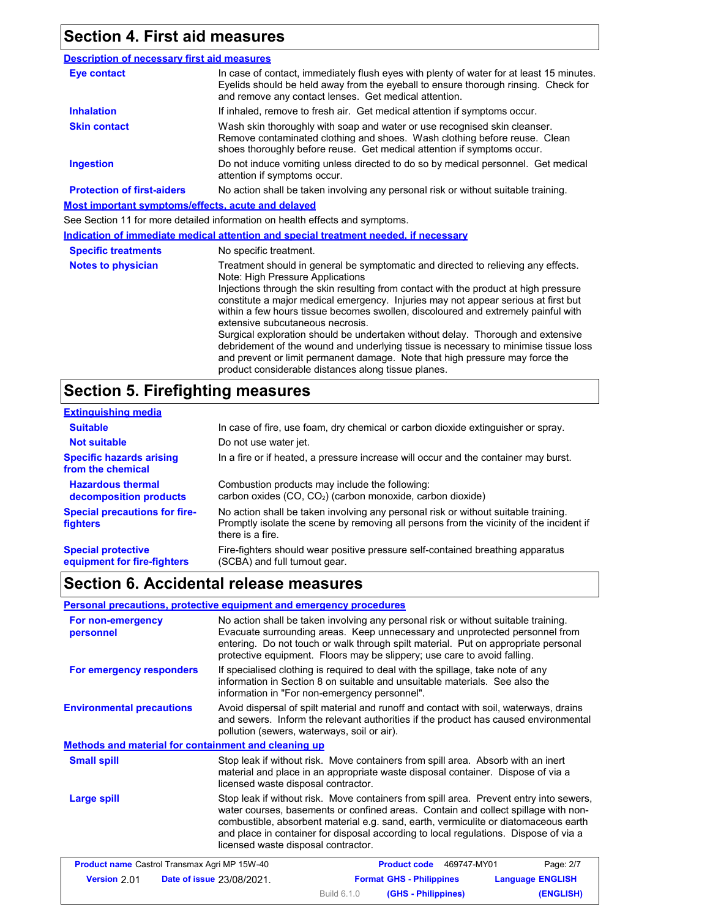## Section 4. First aid measures

**Description of necessary first aid measures**

| | |
|---|---|
| **Eye contact** | In case of contact, immediately flush eyes with plenty of water for at least 15 minutes. Eyelids should be held away from the eyeball to ensure thorough rinsing. Check for and remove any contact lenses. Get medical attention. |
| **Inhalation** | If inhaled, remove to fresh air. Get medical attention if symptoms occur. |
| **Skin contact** | Wash skin thoroughly with soap and water or use recognised skin cleanser. Remove contaminated clothing and shoes. Wash clothing before reuse. Clean shoes thoroughly before reuse. Get medical attention if symptoms occur. |
| **Ingestion** | Do not induce vomiting unless directed to do so by medical personnel. Get medical attention if symptoms occur. |
| **Protection of first-aiders** | No action shall be taken involving any personal risk or without suitable training. |

**Most important symptoms/effects, acute and delayed**

See Section 11 for more detailed information on health effects and symptoms.

**Indication of immediate medical attention and special treatment needed, if necessary**

| | |
|---|---|
| **Specific treatments** | No specific treatment. |
| **Notes to physician** | Treatment should in general be symptomatic and directed to relieving any effects. Note: High Pressure Applications<br>Injections through the skin resulting from contact with the product at high pressure constitute a major medical emergency. Injuries may not appear serious at first but within a few hours tissue becomes swollen, discoloured and extremely painful with extensive subcutaneous necrosis.<br>Surgical exploration should be undertaken without delay. Thorough and extensive debridement of the wound and underlying tissue is necessary to minimise tissue loss and prevent or limit permanent damage. Note that high pressure may force the product considerable distances along tissue planes. |

## Section 5. Firefighting measures

**Extinguishing media**

| | |
|---|---|
| **Suitable** | In case of fire, use foam, dry chemical or carbon dioxide extinguisher or spray. |
| **Not suitable** | Do not use water jet. |
| **Specific hazards arising from the chemical** | In a fire or if heated, a pressure increase will occur and the container may burst. |
| **Hazardous thermal decomposition products** | Combustion products may include the following:<br>carbon oxides (CO, $CO_2$) (carbon monoxide, carbon dioxide) |
| **Special precautions for fire-fighters** | No action shall be taken involving any personal risk or without suitable training. Promptly isolate the scene by removing all persons from the vicinity of the incident if there is a fire. |
| **Special protective equipment for fire-fighters** | Fire-fighters should wear positive pressure self-contained breathing apparatus (SCBA) and full turnout gear. |

## Section 6. Accidental release measures

**Personal precautions, protective equipment and emergency procedures**

| | |
|---|---|
| **For non-emergency personnel** | No action shall be taken involving any personal risk or without suitable training. Evacuate surrounding areas. Keep unnecessary and unprotected personnel from entering. Do not touch or walk through spilt material. Put on appropriate personal protective equipment. Floors may be slippery; use care to avoid falling. |
| **For emergency responders** | If specialised clothing is required to deal with the spillage, take note of any information in Section 8 on suitable and unsuitable materials. See also the information in "For non-emergency personnel". |
| **Environmental precautions** | Avoid dispersal of spilt material and runoff and contact with soil, waterways, drains and sewers. Inform the relevant authorities if the product has caused environmental pollution (sewers, waterways, soil or air). |

**Methods and material for containment and cleaning up**

| | |
|---|---|
| **Small spill** | Stop leak if without risk. Move containers from spill area. Absorb with an inert material and place in an appropriate waste disposal container. Dispose of via a licensed waste disposal contractor. |
| **Large spill** | Stop leak if without risk. Move containers from spill area. Prevent entry into sewers, water courses, basements or confined areas. Contain and collect spillage with non-combustible, absorbent material e.g. sand, earth, vermiculite or diatomaceous earth and place in container for disposal according to local regulations. Dispose of via a licensed waste disposal contractor. |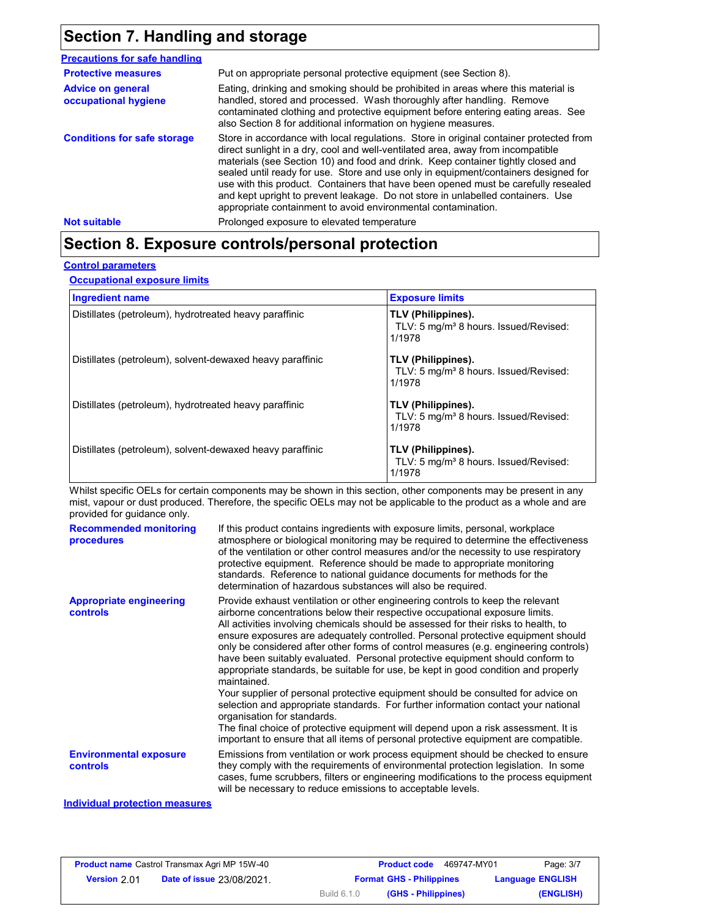## Section 7. Handling and storage

**Precautions for safe handling**

**Protective measures**: Put on appropriate personal protective equipment (see Section 8).

**Advice on general occupational hygiene**: Eating, drinking and smoking should be prohibited in areas where this material is handled, stored and processed. Wash thoroughly after handling. Remove contaminated clothing and protective equipment before entering eating areas. See also Section 8 for additional information on hygiene measures.

**Conditions for safe storage**: Store in accordance with local regulations. Store in original container protected from direct sunlight in a dry, cool and well-ventilated area, away from incompatible materials (see Section 10) and food and drink. Keep container tightly closed and sealed until ready for use. Store and use only in equipment/containers designed for use with this product. Containers that have been opened must be carefully resealed and kept upright to prevent leakage. Do not store in unlabelled containers. Use appropriate containment to avoid environmental contamination.

**Not suitable**: Prolonged exposure to elevated temperature

## Section 8. Exposure controls/personal protection

**Control parameters**

**Occupational exposure limits**

| Ingredient name | Exposure limits |
|---|---|
| Distillates (petroleum), hydrotreated heavy paraffinic | **TLV (Philippines).** TLV: 5 mg/m³ 8 hours. Issued/Revised: 1/1978 |
| Distillates (petroleum), solvent-dewaxed heavy paraffinic | **TLV (Philippines).** TLV: 5 mg/m³ 8 hours. Issued/Revised: 1/1978 |
| Distillates (petroleum), hydrotreated heavy paraffinic | **TLV (Philippines).** TLV: 5 mg/m³ 8 hours. Issued/Revised: 1/1978 |
| Distillates (petroleum), solvent-dewaxed heavy paraffinic | **TLV (Philippines).** TLV: 5 mg/m³ 8 hours. Issued/Revised: 1/1978 |

Whilst specific OELs for certain components may be shown in this section, other components may be present in any mist, vapour or dust produced. Therefore, the specific OELs may not be applicable to the product as a whole and are provided for guidance only.

**Recommended monitoring procedures**: If this product contains ingredients with exposure limits, personal, workplace atmosphere or biological monitoring may be required to determine the effectiveness of the ventilation or other control measures and/or the necessity to use respiratory protective equipment. Reference should be made to appropriate monitoring standards. Reference to national guidance documents for methods for the determination of hazardous substances will also be required.

**Appropriate engineering controls**: Provide exhaust ventilation or other engineering controls to keep the relevant airborne concentrations below their respective occupational exposure limits.
All activities involving chemicals should be assessed for their risks to health, to ensure exposures are adequately controlled. Personal protective equipment should only be considered after other forms of control measures (e.g. engineering controls) have been suitably evaluated. Personal protective equipment should conform to appropriate standards, be suitable for use, be kept in good condition and properly maintained.
Your supplier of personal protective equipment should be consulted for advice on selection and appropriate standards. For further information contact your national organisation for standards.
The final choice of protective equipment will depend upon a risk assessment. It is important to ensure that all items of personal protective equipment are compatible.

**Environmental exposure controls**: Emissions from ventilation or work process equipment should be checked to ensure they comply with the requirements of environmental protection legislation. In some cases, fume scrubbers, filters or engineering modifications to the process equipment will be necessary to reduce emissions to acceptable levels.

**Individual protection measures**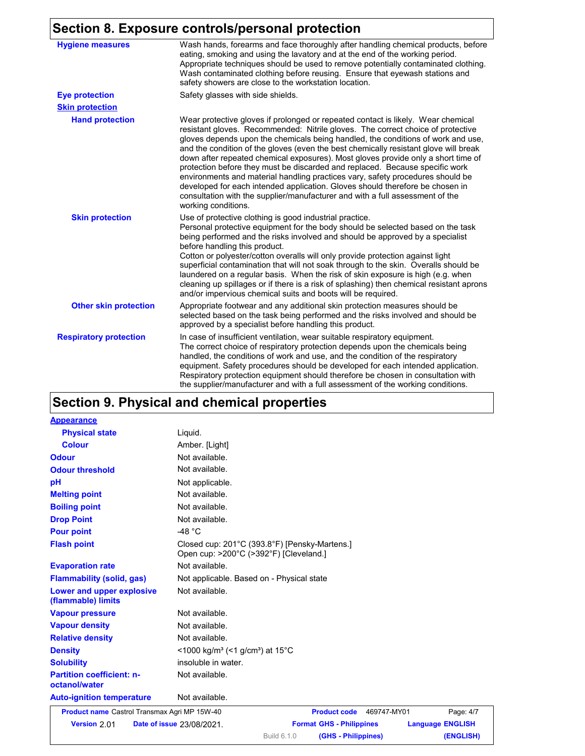## Section 8. Exposure controls/personal protection

**Hygiene measures**
Wash hands, forearms and face thoroughly after handling chemical products, before eating, smoking and using the lavatory and at the end of the working period. Appropriate techniques should be used to remove potentially contaminated clothing. Wash contaminated clothing before reusing. Ensure that eyewash stations and safety showers are close to the workstation location.

**Eye protection**
Safety glasses with side shields.

**Skin protection**

**Hand protection**
Wear protective gloves if prolonged or repeated contact is likely. Wear chemical resistant gloves. Recommended: Nitrile gloves. The correct choice of protective gloves depends upon the chemicals being handled, the conditions of work and use, and the condition of the gloves (even the best chemically resistant glove will break down after repeated chemical exposures). Most gloves provide only a short time of protection before they must be discarded and replaced. Because specific work environments and material handling practices vary, safety procedures should be developed for each intended application. Gloves should therefore be chosen in consultation with the supplier/manufacturer and with a full assessment of the working conditions.

**Skin protection**
Use of protective clothing is good industrial practice.
Personal protective equipment for the body should be selected based on the task being performed and the risks involved and should be approved by a specialist before handling this product.
Cotton or polyester/cotton overalls will only provide protection against light superficial contamination that will not soak through to the skin. Overalls should be laundered on a regular basis. When the risk of skin exposure is high (e.g. when cleaning up spillages or if there is a risk of splashing) then chemical resistant aprons and/or impervious chemical suits and boots will be required.

**Other skin protection**
Appropriate footwear and any additional skin protection measures should be selected based on the task being performed and the risks involved and should be approved by a specialist before handling this product.

**Respiratory protection**
In case of insufficient ventilation, wear suitable respiratory equipment.
The correct choice of respiratory protection depends upon the chemicals being handled, the conditions of work and use, and the condition of the respiratory equipment. Safety procedures should be developed for each intended application. Respiratory protection equipment should therefore be chosen in consultation with the supplier/manufacturer and with a full assessment of the working conditions.

## Section 9. Physical and chemical properties

**Appearance**

| Property | Value |
|---|---|
| Physical state | Liquid. |
| Colour | Amber. [Light] |
| Odour | Not available. |
| Odour threshold | Not available. |
| pH | Not applicable. |
| Melting point | Not available. |
| Boiling point | Not available. |
| Drop Point | Not available. |
| Pour point | -48 °C |
| Flash point | Closed cup: 201°C (393.8°F) [Pensky-Martens.]<br>Open cup: >200°C (>392°F) [Cleveland.] |
| Evaporation rate | Not available. |
| Flammability (solid, gas) | Not applicable. Based on - Physical state |
| Lower and upper explosive (flammable) limits | Not available. |
| Vapour pressure | Not available. |
| Vapour density | Not available. |
| Relative density | Not available. |
| Density | <1000 kg/m³ (<1 g/cm³) at 15°C |
| Solubility | insoluble in water. |
| Partition coefficient: n-octanol/water | Not available. |
| Auto-ignition temperature | Not available. |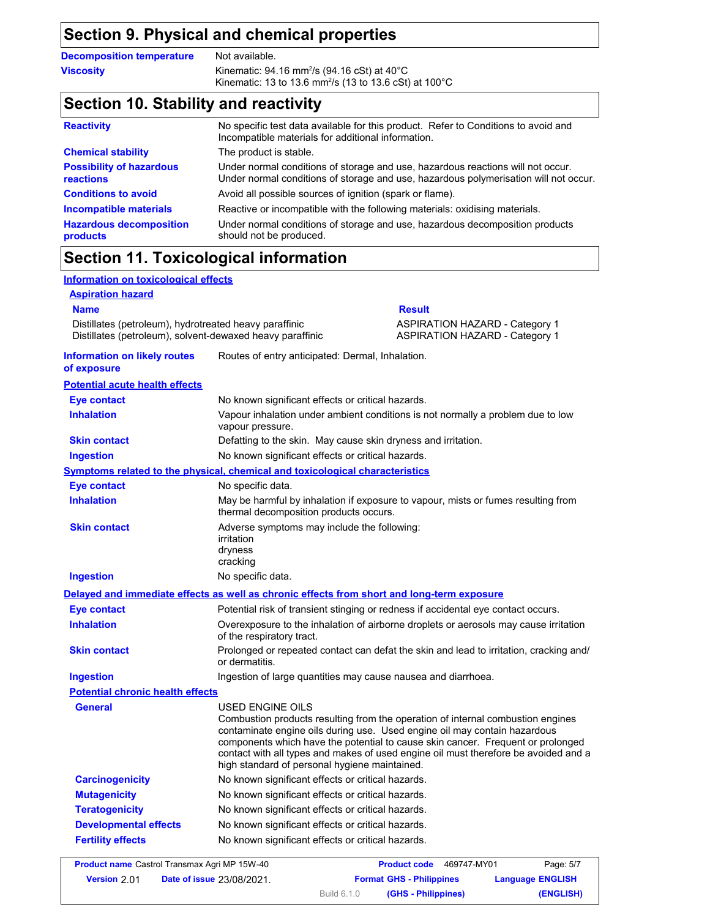## Section 9. Physical and chemical properties

| | |
|---|---|
| **Decomposition temperature** | Not available. |
| **Viscosity** | Kinematic: 94.16 $mm^2/s$ (94.16 cSt) at 40°C<br>Kinematic: 13 to 13.6 $mm^2/s$ (13 to 13.6 cSt) at 100°C |

## Section 10. Stability and reactivity

| | |
|---|---|
| **Reactivity** | No specific test data available for this product. Refer to Conditions to avoid and Incompatible materials for additional information. |
| **Chemical stability** | The product is stable. |
| **Possibility of hazardous reactions** | Under normal conditions of storage and use, hazardous reactions will not occur.<br>Under normal conditions of storage and use, hazardous polymerisation will not occur. |
| **Conditions to avoid** | Avoid all possible sources of ignition (spark or flame). |
| **Incompatible materials** | Reactive or incompatible with the following materials: oxidising materials. |
| **Hazardous decomposition products** | Under normal conditions of storage and use, hazardous decomposition products should not be produced. |

## Section 11. Toxicological information

**Information on toxicological effects**

**Aspiration hazard**

| Name | Result |
|---|---|
| Distillates (petroleum), hydrotreated heavy paraffinic | ASPIRATION HAZARD - Category 1 |
| Distillates (petroleum), solvent-dewaxed heavy paraffinic | ASPIRATION HAZARD - Category 1 |

**Information on likely routes of exposure**: Routes of entry anticipated: Dermal, Inhalation.

**Potential acute health effects**

| | |
|---|---|
| **Eye contact** | No known significant effects or critical hazards. |
| **Inhalation** | Vapour inhalation under ambient conditions is not normally a problem due to low vapour pressure. |
| **Skin contact** | Defatting to the skin. May cause skin dryness and irritation. |
| **Ingestion** | No known significant effects or critical hazards. |

**Symptoms related to the physical, chemical and toxicological characteristics**

| | |
|---|---|
| **Eye contact** | No specific data. |
| **Inhalation** | May be harmful by inhalation if exposure to vapour, mists or fumes resulting from thermal decomposition products occurs. |
| **Skin contact** | Adverse symptoms may include the following:<br>irritation<br>dryness<br>cracking |
| **Ingestion** | No specific data. |

**Delayed and immediate effects as well as chronic effects from short and long-term exposure**

| | |
|---|---|
| **Eye contact** | Potential risk of transient stinging or redness if accidental eye contact occurs. |
| **Inhalation** | Overexposure to the inhalation of airborne droplets or aerosols may cause irritation of the respiratory tract. |
| **Skin contact** | Prolonged or repeated contact can defat the skin and lead to irritation, cracking and/or dermatitis. |
| **Ingestion** | Ingestion of large quantities may cause nausea and diarrhoea. |

**Potential chronic health effects**

| | |
|---|---|
| **General** | USED ENGINE OILS<br>Combustion products resulting from the operation of internal combustion engines contaminate engine oils during use. Used engine oil may contain hazardous components which have the potential to cause skin cancer. Frequent or prolonged contact with all types and makes of used engine oil must therefore be avoided and a high standard of personal hygiene maintained. |
| **Carcinogenicity** | No known significant effects or critical hazards. |
| **Mutagenicity** | No known significant effects or critical hazards. |
| **Teratogenicity** | No known significant effects or critical hazards. |
| **Developmental effects** | No known significant effects or critical hazards. |
| **Fertility effects** | No known significant effects or critical hazards. |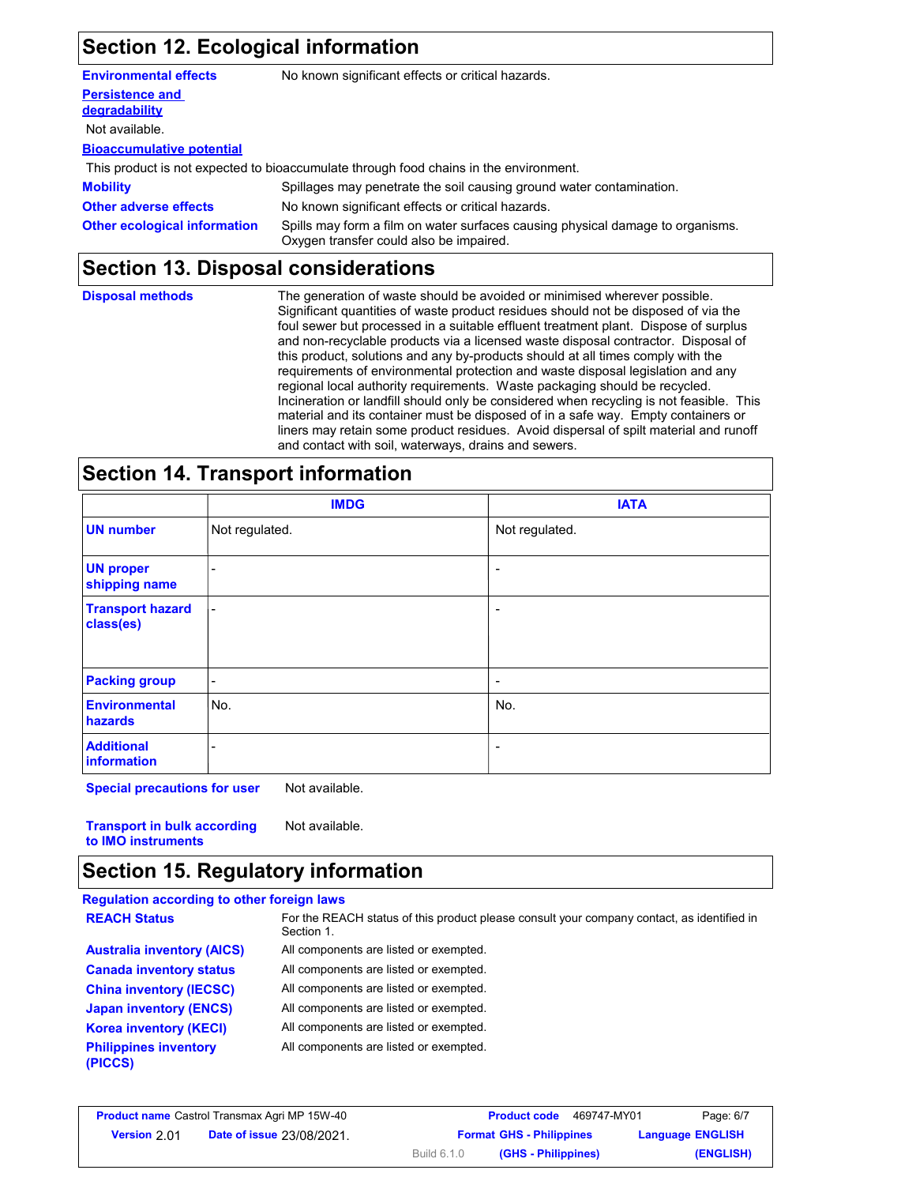## Section 12. Ecological information

**Environmental effects** No known significant effects or critical hazards.

**Persistence and degradability**

Not available.

**Bioaccumulative potential**

This product is not expected to bioaccumulate through food chains in the environment.

**Mobility** Spillages may penetrate the soil causing ground water contamination.

**Other adverse effects** No known significant effects or critical hazards.

**Other ecological information** Spills may form a film on water surfaces causing physical damage to organisms. Oxygen transfer could also be impaired.

## Section 13. Disposal considerations

**Disposal methods** The generation of waste should be avoided or minimised wherever possible. Significant quantities of waste product residues should not be disposed of via the foul sewer but processed in a suitable effluent treatment plant. Dispose of surplus and non-recyclable products via a licensed waste disposal contractor. Disposal of this product, solutions and any by-products should at all times comply with the requirements of environmental protection and waste disposal legislation and any regional local authority requirements. Waste packaging should be recycled. Incineration or landfill should only be considered when recycling is not feasible. This material and its container must be disposed of in a safe way. Empty containers or liners may retain some product residues. Avoid dispersal of spilt material and runoff and contact with soil, waterways, drains and sewers.

## Section 14. Transport information

| | IMDG | IATA |
|---|---|---|
| **UN number** | Not regulated. | Not regulated. |
| **UN proper shipping name** | - | - |
| **Transport hazard class(es)** | - | - |
| **Packing group** | - | - |
| **Environmental hazards** | No. | No. |
| **Additional information** | - | - |

**Special precautions for user** Not available.

**Transport in bulk according to IMO instruments** Not available.

## Section 15. Regulatory information

**Regulation according to other foreign laws**

**REACH Status** For the REACH status of this product please consult your company contact, as identified in Section 1.

**Australia inventory (AICS)** All components are listed or exempted.

**Canada inventory status** All components are listed or exempted.

**China inventory (IECSC)** All components are listed or exempted.

**Japan inventory (ENCS)** All components are listed or exempted.

**Korea inventory (KECI)** All components are listed or exempted.

**Philippines inventory (PICCS)** All components are listed or exempted.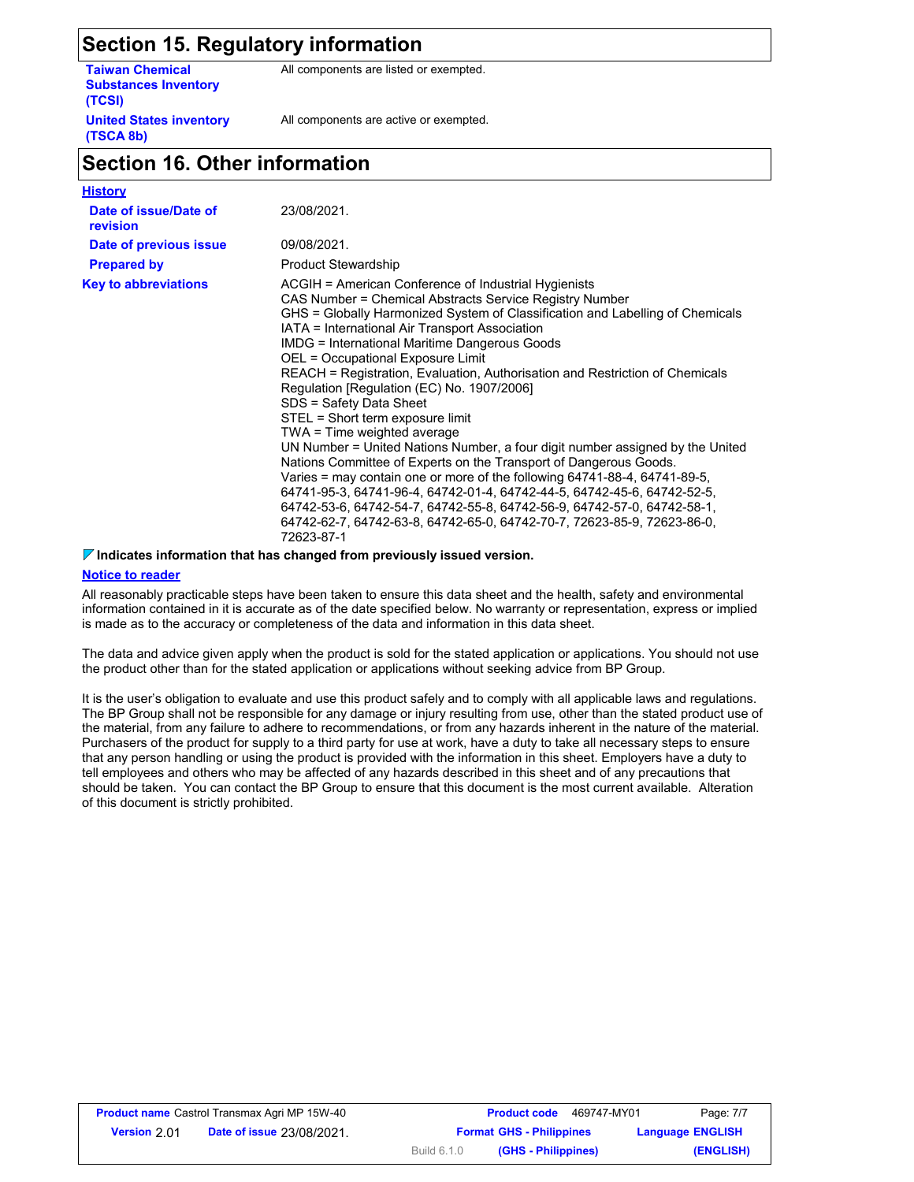## Section 15. Regulatory information

| | |
|---|---|
| **Taiwan Chemical Substances Inventory (TCSI)** | All components are listed or exempted. |
| **United States inventory (TSCA 8b)** | All components are active or exempted. |

## Section 16. Other information

**History**

| | |
|---|---|
| **Date of issue/Date of revision** | 23/08/2021. |
| **Date of previous issue** | 09/08/2021. |
| **Prepared by** | Product Stewardship |

**Key to abbreviations**

ACGIH = American Conference of Industrial Hygienists
CAS Number = Chemical Abstracts Service Registry Number
GHS = Globally Harmonized System of Classification and Labelling of Chemicals
IATA = International Air Transport Association
IMDG = International Maritime Dangerous Goods
OEL = Occupational Exposure Limit
REACH = Registration, Evaluation, Authorisation and Restriction of Chemicals Regulation [Regulation (EC) No. 1907/2006]
SDS = Safety Data Sheet
STEL = Short term exposure limit
TWA = Time weighted average
UN Number = United Nations Number, a four digit number assigned by the United Nations Committee of Experts on the Transport of Dangerous Goods.
Varies = may contain one or more of the following 64741-88-4, 64741-89-5, 64741-95-3, 64741-96-4, 64742-01-4, 64742-44-5, 64742-45-6, 64742-52-5, 64742-53-6, 64742-54-7, 64742-55-8, 64742-56-9, 64742-57-0, 64742-58-1, 64742-62-7, 64742-63-8, 64742-65-0, 64742-70-7, 72623-85-9, 72623-86-0, 72623-87-1

**Indicates information that has changed from previously issued version.**

**Notice to reader**

All reasonably practicable steps have been taken to ensure this data sheet and the health, safety and environmental information contained in it is accurate as of the date specified below. No warranty or representation, express or implied is made as to the accuracy or completeness of the data and information in this data sheet.

The data and advice given apply when the product is sold for the stated application or applications. You should not use the product other than for the stated application or applications without seeking advice from BP Group.

It is the user's obligation to evaluate and use this product safely and to comply with all applicable laws and regulations. The BP Group shall not be responsible for any damage or injury resulting from use, other than the stated product use of the material, from any failure to adhere to recommendations, or from any hazards inherent in the nature of the material. Purchasers of the product for supply to a third party for use at work, have a duty to take all necessary steps to ensure that any person handling or using the product is provided with the information in this sheet. Employers have a duty to tell employees and others who may be affected of any hazards described in this sheet and of any precautions that should be taken. You can contact the BP Group to ensure that this document is the most current available. Alteration of this document is strictly prohibited.